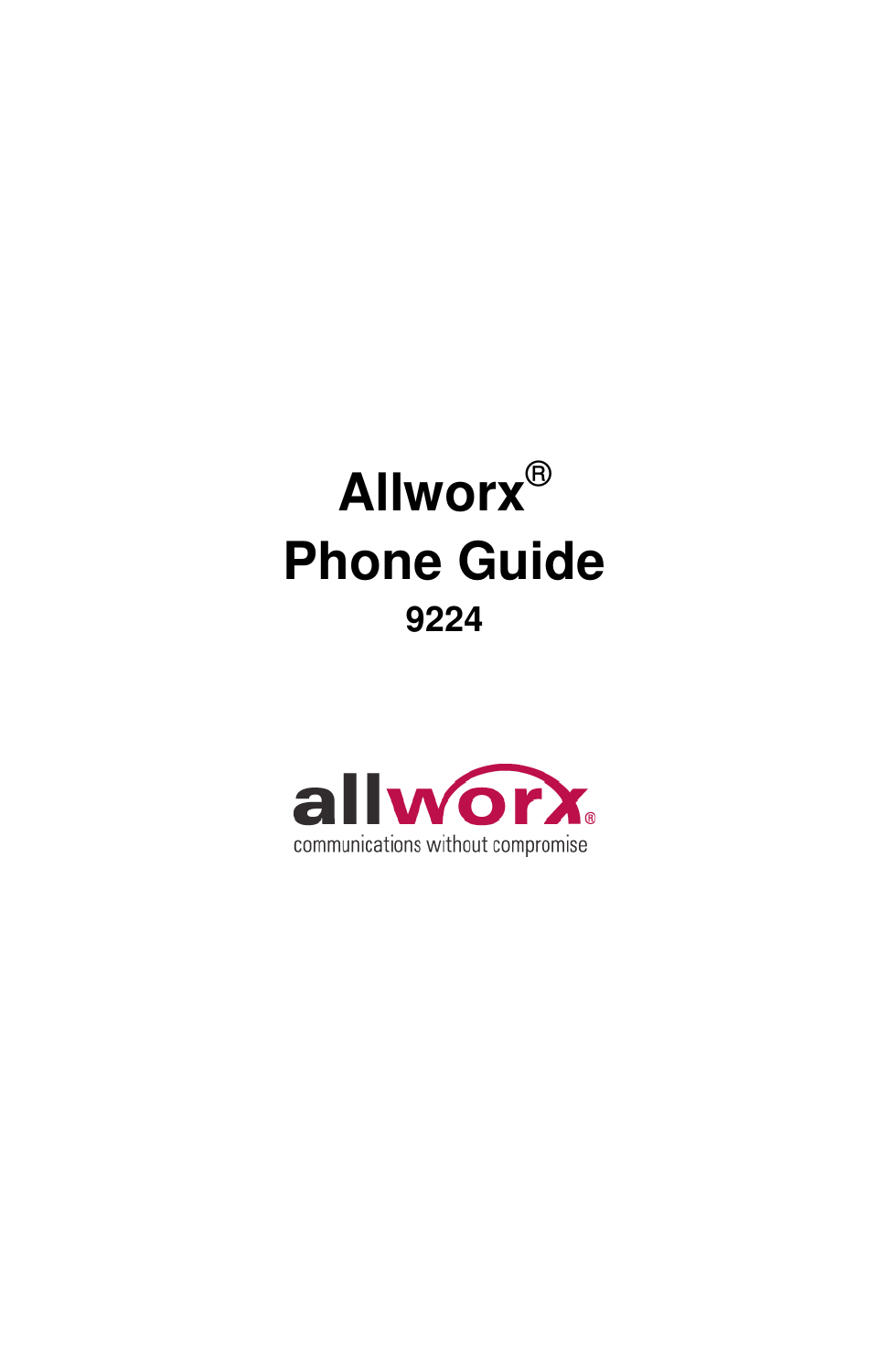# Allwork®

# Allworx®

# Phone Guide

## 9224

allworx®

communications without compromise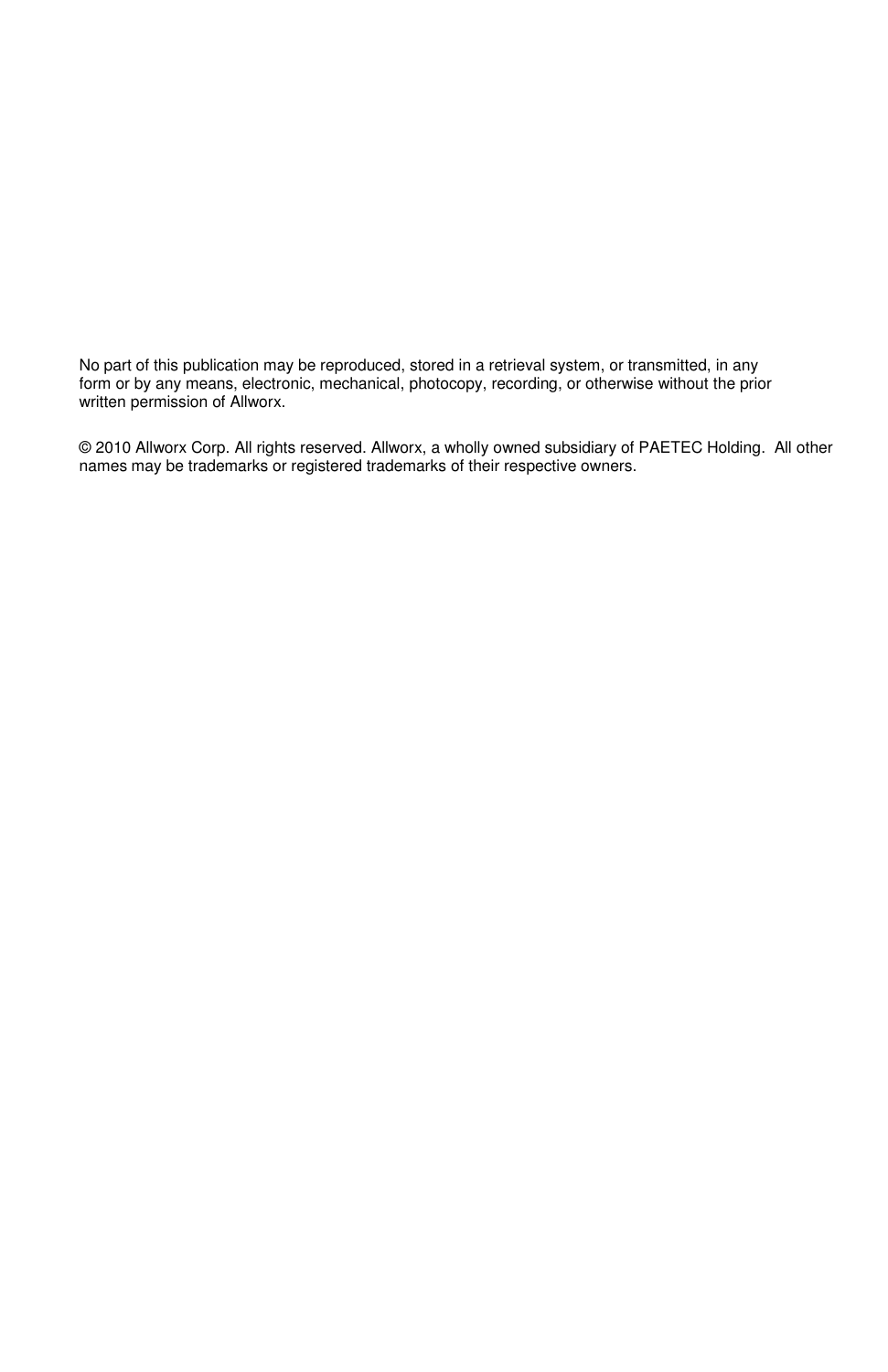No part of this publication may be reproduced, stored in a retrieval system, or transmitted, in any form or by any means, electronic, mechanical, photocopy, recording, or otherwise without the prior written permission of Allworx.

© 2010 Allworx Corp. All rights reserved. Allworx, a wholly owned subsidiary of PAETEC Holding. All other names may be trademarks or registered trademarks of their respective owners.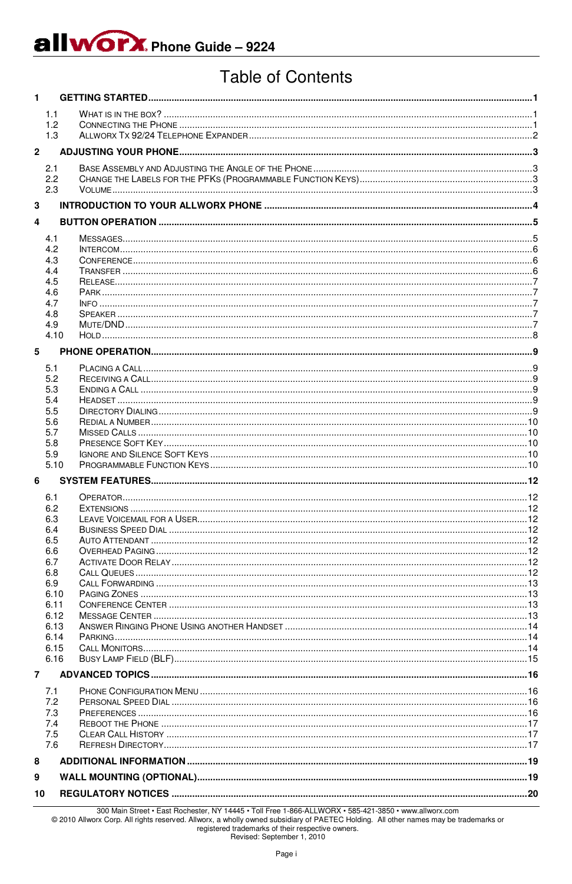# Table of Contents

**1 GETTING STARTED** .......... 1

- 1.1 What is in the Box? .......... 1
- 1.2 Connecting the Phone .......... 1
- 1.3 Allworx Tx 92/24 Telephone Expander .......... 2

**2 ADJUSTING YOUR PHONE** .......... 3

- 2.1 Base Assembly and Adjusting the Angle of the Phone .......... 3
- 2.2 Change the Labels for the PFKs (Programmable Function Keys) .......... 3
- 2.3 Volume .......... 3

**3 INTRODUCTION TO YOUR ALLWORX PHONE** .......... 4

**4 BUTTON OPERATION** .......... 5

- 4.1 Messages .......... 5
- 4.2 Intercom .......... 6
- 4.3 Conference .......... 6
- 4.4 Transfer .......... 6
- 4.5 Release .......... 7
- 4.6 Park .......... 7
- 4.7 Info .......... 7
- 4.8 Speaker .......... 7
- 4.9 Mute/DND .......... 7
- 4.10 Hold .......... 8

**5 PHONE OPERATION** .......... 9

- 5.1 Placing a Call .......... 9
- 5.2 Receiving a Call .......... 9
- 5.3 Ending a Call .......... 9
- 5.4 Headset .......... 9
- 5.5 Directory Dialing .......... 9
- 5.6 Redial a Number .......... 10
- 5.7 Missed Calls .......... 10
- 5.8 Presence Soft Key .......... 10
- 5.9 Ignore and Silence Soft Keys .......... 10
- 5.10 Programmable Function Keys .......... 10

**6 SYSTEM FEATURES** .......... 12

- 6.1 Operator .......... 12
- 6.2 Extensions .......... 12
- 6.3 Leave Voicemail for a User .......... 12
- 6.4 Business Speed Dial .......... 12
- 6.5 Auto Attendant .......... 12
- 6.6 Overhead Paging .......... 12
- 6.7 Activate Door Relay .......... 12
- 6.8 Call Queues .......... 12
- 6.9 Call Forwarding .......... 13
- 6.10 Paging Zones .......... 13
- 6.11 Conference Center .......... 13
- 6.12 Message Center .......... 13
- 6.13 Answer Ringing Phone Using another Handset .......... 14
- 6.14 Parking .......... 14
- 6.15 Call Monitors .......... 14
- 6.16 Busy Lamp Field (BLF) .......... 15

**7 ADVANCED TOPICS** .......... 16

- 7.1 Phone Configuration Menu .......... 16
- 7.2 Personal Speed Dial .......... 16
- 7.3 Preferences .......... 16
- 7.4 Reboot the Phone .......... 17
- 7.5 Clear Call History .......... 17
- 7.6 Refresh Directory .......... 17

**8 ADDITIONAL INFORMATION** .......... 19

**9 WALL MOUNTING (OPTIONAL)** .......... 19

**10 REGULATORY NOTICES** .......... 20

300 Main Street • East Rochester, NY 14445 • Toll Free 1-866-ALLWORX • 585-421-3850 • www.allworx.com
© 2010 Allworx Corp. All rights reserved. Allworx, a wholly owned subsidiary of PAETEC Holding. All other names may be trademarks or registered trademarks of their respective owners.
Revised: September 1, 2010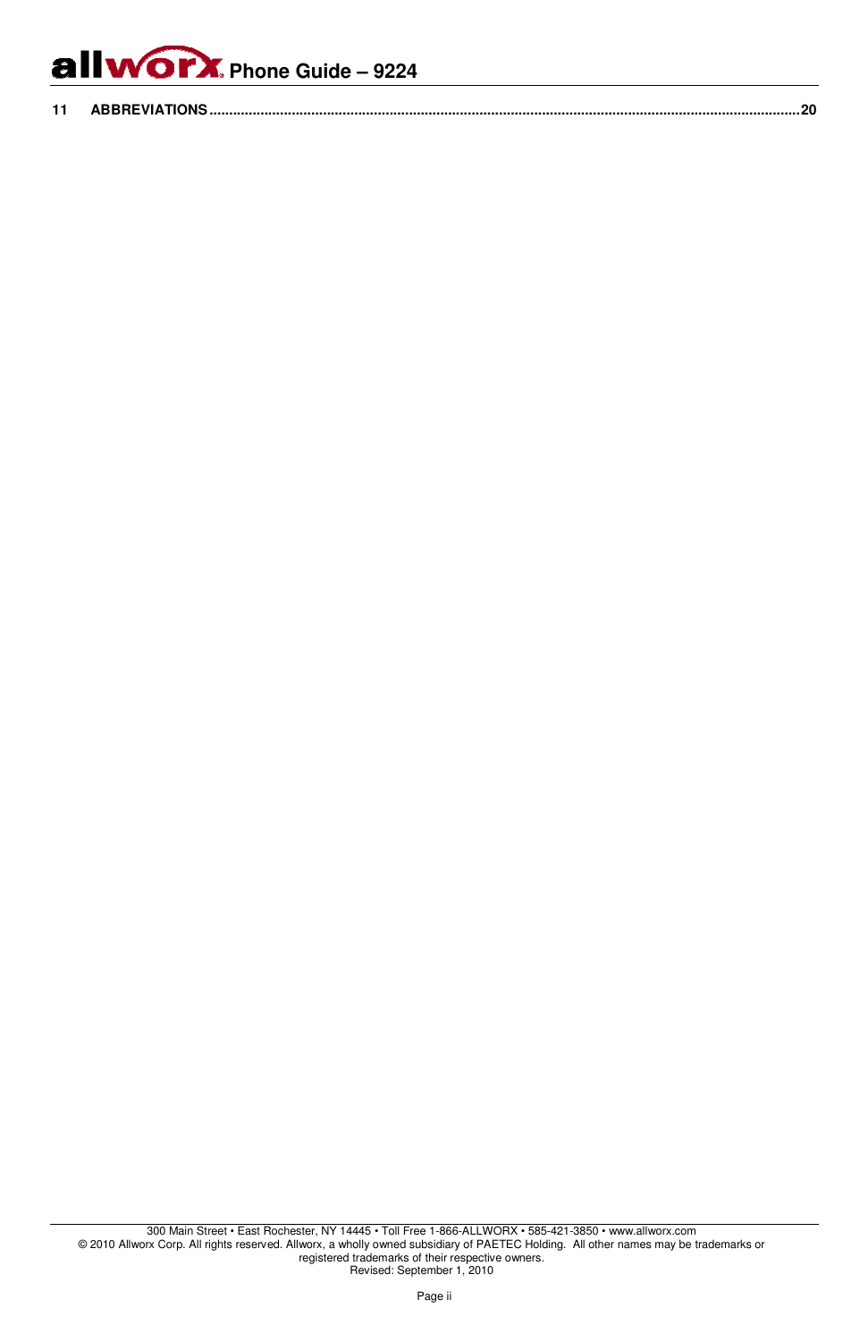**11 ABBREVIATIONS ....................................................................................................................................................20**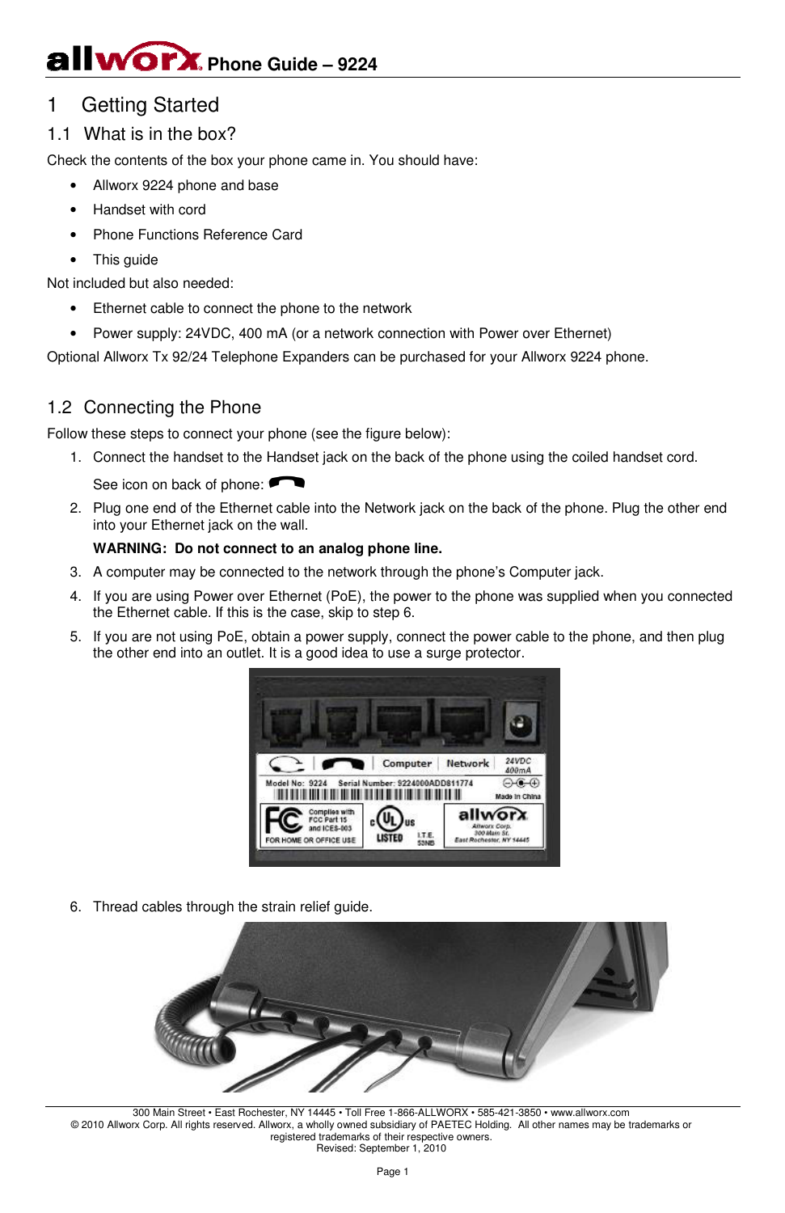# 1 Getting Started

## 1.1 What is in the box?

Check the contents of the box your phone came in. You should have:

- Allworx 9224 phone and base
- Handset with cord
- Phone Functions Reference Card
- This guide

Not included but also needed:

- Ethernet cable to connect the phone to the network
- Power supply: 24VDC, 400 mA (or a network connection with Power over Ethernet)

Optional Allworx Tx 92/24 Telephone Expanders can be purchased for your Allworx 9224 phone.

## 1.2 Connecting the Phone

Follow these steps to connect your phone (see the figure below):

1. Connect the handset to the Handset jack on the back of the phone using the coiled handset cord.

   See icon on back of phone:

2. Plug one end of the Ethernet cable into the Network jack on the back of the phone. Plug the other end into your Ethernet jack on the wall.

   **WARNING: Do not connect to an analog phone line.**

3. A computer may be connected to the network through the phone's Computer jack.
4. If you are using Power over Ethernet (PoE), the power to the phone was supplied when you connected the Ethernet cable. If this is the case, skip to step 6.
5. If you are not using PoE, obtain a power supply, connect the power cable to the phone, and then plug the other end into an outlet. It is a good idea to use a surge protector.

6. Thread cables through the strain relief guide.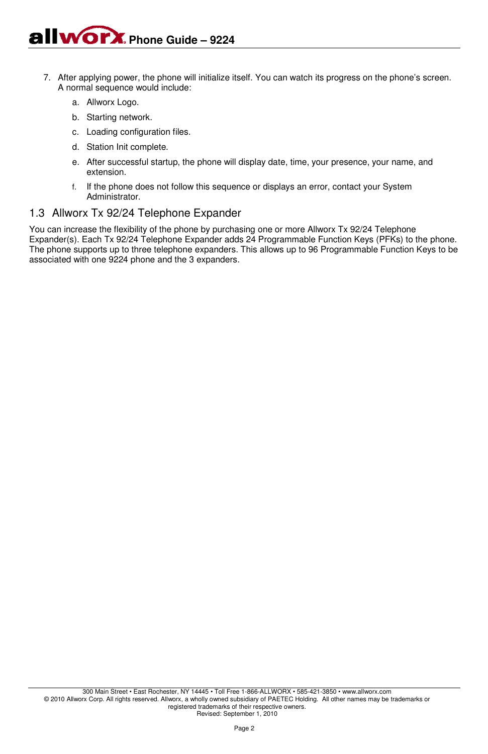7. After applying power, the phone will initialize itself. You can watch its progress on the phone's screen. A normal sequence would include:

    a. Allworx Logo.

    b. Starting network.

    c. Loading configuration files.

    d. Station Init complete.

    e. After successful startup, the phone will display date, time, your presence, your name, and extension.

    f. If the phone does not follow this sequence or displays an error, contact your System Administrator.

## 1.3 Allworx Tx 92/24 Telephone Expander

You can increase the flexibility of the phone by purchasing one or more Allworx Tx 92/24 Telephone Expander(s). Each Tx 92/24 Telephone Expander adds 24 Programmable Function Keys (PFKs) to the phone. The phone supports up to three telephone expanders. This allows up to 96 Programmable Function Keys to be associated with one 9224 phone and the 3 expanders.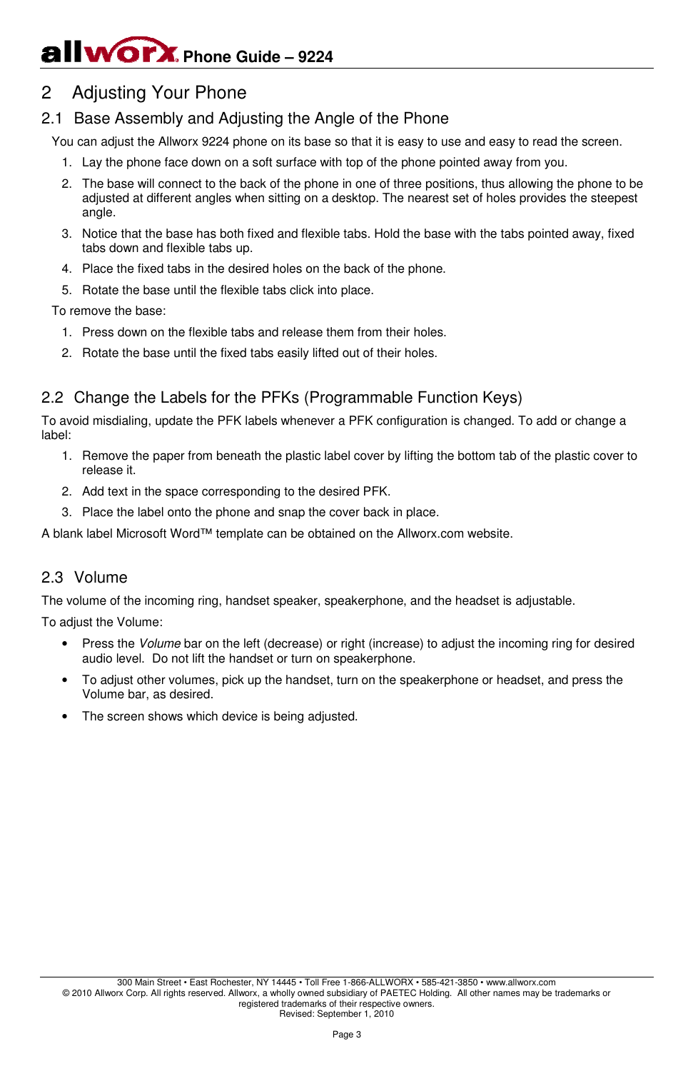# 2 Adjusting Your Phone

## 2.1 Base Assembly and Adjusting the Angle of the Phone

You can adjust the Allworx 9224 phone on its base so that it is easy to use and easy to read the screen.

1. Lay the phone face down on a soft surface with top of the phone pointed away from you.
2. The base will connect to the back of the phone in one of three positions, thus allowing the phone to be adjusted at different angles when sitting on a desktop. The nearest set of holes provides the steepest angle.
3. Notice that the base has both fixed and flexible tabs. Hold the base with the tabs pointed away, fixed tabs down and flexible tabs up.
4. Place the fixed tabs in the desired holes on the back of the phone.
5. Rotate the base until the flexible tabs click into place.

To remove the base:

1. Press down on the flexible tabs and release them from their holes.
2. Rotate the base until the fixed tabs easily lifted out of their holes.

## 2.2 Change the Labels for the PFKs (Programmable Function Keys)

To avoid misdialing, update the PFK labels whenever a PFK configuration is changed. To add or change a label:

1. Remove the paper from beneath the plastic label cover by lifting the bottom tab of the plastic cover to release it.
2. Add text in the space corresponding to the desired PFK.
3. Place the label onto the phone and snap the cover back in place.

A blank label Microsoft Word™ template can be obtained on the Allworx.com website.

## 2.3 Volume

The volume of the incoming ring, handset speaker, speakerphone, and the headset is adjustable.

To adjust the Volume:

- Press the *Volume* bar on the left (decrease) or right (increase) to adjust the incoming ring for desired audio level. Do not lift the handset or turn on speakerphone.
- To adjust other volumes, pick up the handset, turn on the speakerphone or headset, and press the Volume bar, as desired.
- The screen shows which device is being adjusted.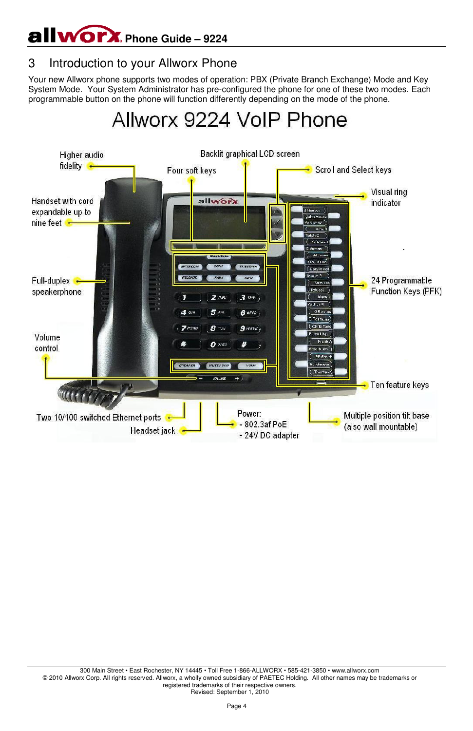# 3 Introduction to your Allworx Phone

Your new Allworx phone supports two modes of operation: PBX (Private Branch Exchange) Mode and Key System Mode. Your System Administrator has pre-configured the phone for one of these two modes. Each programmable button on the phone will function differently depending on the mode of the phone.

## Allworx 9224 VoIP Phone

Higher audio fidelity

Backlit graphical LCD screen

Four soft keys

Scroll and Select keys

Visual ring indicator

Handset with cord expandable up to nine feet

Full-duplex speakerphone

24 Programmable Function Keys (PFK)

Volume control

Ten feature keys

Two 10/100 switched Ethernet ports

Headset jack

Power:
- 802.3af PoE
- 24V DC adapter

Multiple position tilt base (also wall mountable)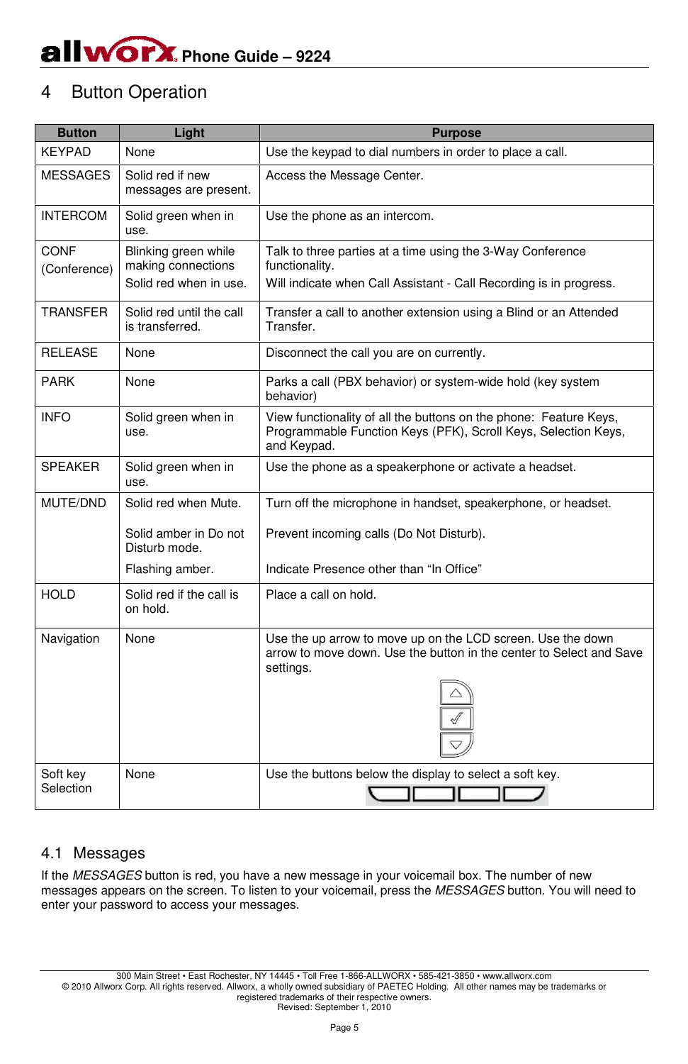# 4 Button Operation

| Button | Light | Purpose |
|---|---|---|
| KEYPAD | None | Use the keypad to dial numbers in order to place a call. |
| MESSAGES | Solid red if new messages are present. | Access the Message Center. |
| INTERCOM | Solid green when in use. | Use the phone as an intercom. |
| CONF (Conference) | Blinking green while making connections<br>Solid red when in use. | Talk to three parties at a time using the 3-Way Conference functionality.<br>Will indicate when Call Assistant - Call Recording is in progress. |
| TRANSFER | Solid red until the call is transferred. | Transfer a call to another extension using a Blind or an Attended Transfer. |
| RELEASE | None | Disconnect the call you are on currently. |
| PARK | None | Parks a call (PBX behavior) or system-wide hold (key system behavior) |
| INFO | Solid green when in use. | View functionality of all the buttons on the phone: Feature Keys, Programmable Function Keys (PFK), Scroll Keys, Selection Keys, and Keypad. |
| SPEAKER | Solid green when in use. | Use the phone as a speakerphone or activate a headset. |
| MUTE/DND | Solid red when Mute.<br>Solid amber in Do not Disturb mode.<br>Flashing amber. | Turn off the microphone in handset, speakerphone, or headset.<br>Prevent incoming calls (Do Not Disturb).<br>Indicate Presence other than "In Office" |
| HOLD | Solid red if the call is on hold. | Place a call on hold. |
| Navigation | None | Use the up arrow to move up on the LCD screen. Use the down arrow to move down. Use the button in the center to Select and Save settings. |
| Soft key Selection | None | Use the buttons below the display to select a soft key. |

## 4.1 Messages

If the *MESSAGES* button is red, you have a new message in your voicemail box. The number of new messages appears on the screen. To listen to your voicemail, press the *MESSAGES* button. You will need to enter your password to access your messages.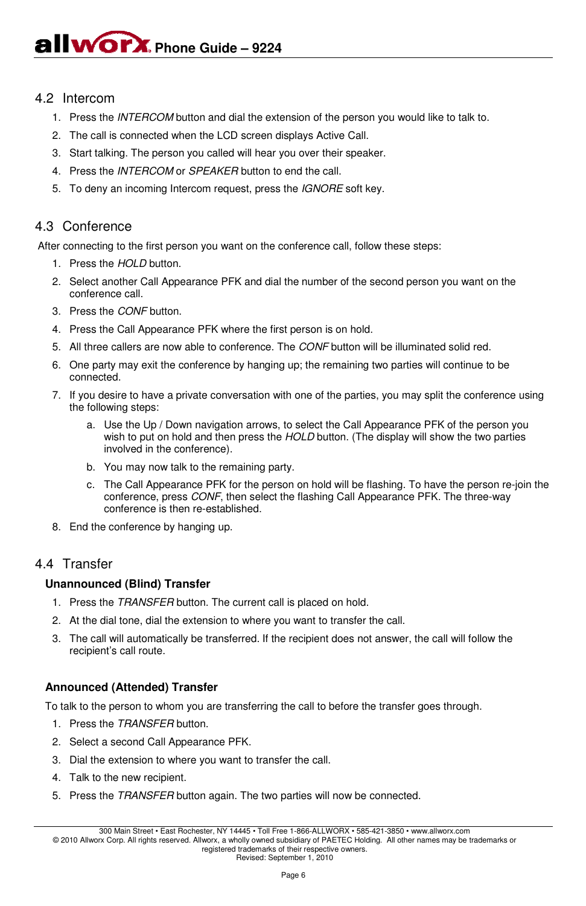## 4.2 Intercom

1. Press the *INTERCOM* button and dial the extension of the person you would like to talk to.
2. The call is connected when the LCD screen displays Active Call.
3. Start talking. The person you called will hear you over their speaker.
4. Press the *INTERCOM* or *SPEAKER* button to end the call.
5. To deny an incoming Intercom request, press the *IGNORE* soft key.

## 4.3 Conference

After connecting to the first person you want on the conference call, follow these steps:

1. Press the *HOLD* button.
2. Select another Call Appearance PFK and dial the number of the second person you want on the conference call.
3. Press the *CONF* button.
4. Press the Call Appearance PFK where the first person is on hold.
5. All three callers are now able to conference. The *CONF* button will be illuminated solid red.
6. One party may exit the conference by hanging up; the remaining two parties will continue to be connected.
7. If you desire to have a private conversation with one of the parties, you may split the conference using the following steps:
    a. Use the Up / Down navigation arrows, to select the Call Appearance PFK of the person you wish to put on hold and then press the *HOLD* button. (The display will show the two parties involved in the conference).
    b. You may now talk to the remaining party.
    c. The Call Appearance PFK for the person on hold will be flashing. To have the person re-join the conference, press *CONF*, then select the flashing Call Appearance PFK. The three-way conference is then re-established.
8. End the conference by hanging up.

## 4.4 Transfer

### Unannounced (Blind) Transfer

1. Press the *TRANSFER* button. The current call is placed on hold.
2. At the dial tone, dial the extension to where you want to transfer the call.
3. The call will automatically be transferred. If the recipient does not answer, the call will follow the recipient's call route.

### Announced (Attended) Transfer

To talk to the person to whom you are transferring the call to before the transfer goes through.

1. Press the *TRANSFER* button.
2. Select a second Call Appearance PFK.
3. Dial the extension to where you want to transfer the call.
4. Talk to the new recipient.
5. Press the *TRANSFER* button again. The two parties will now be connected.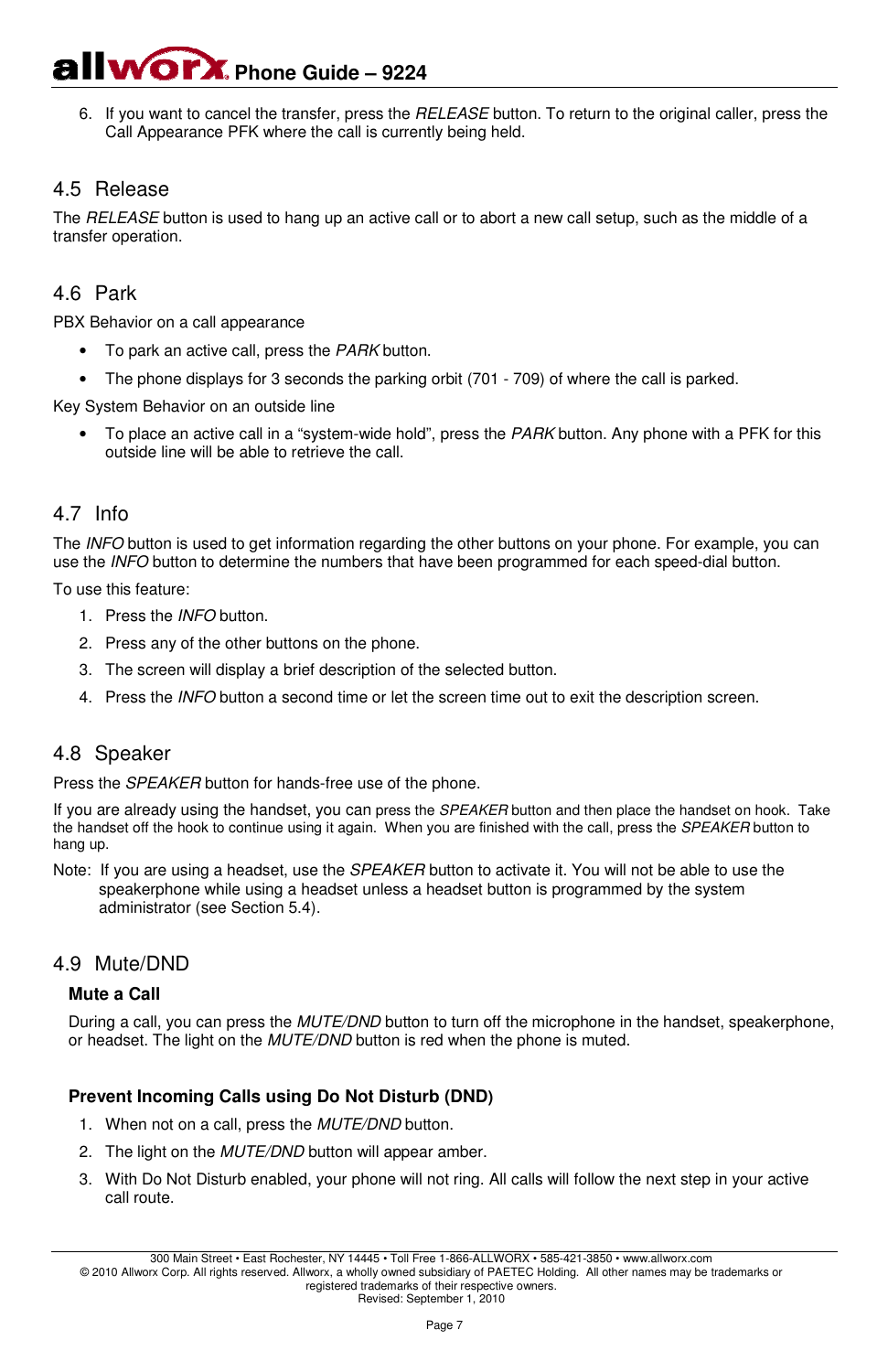6. If you want to cancel the transfer, press the *RELEASE* button. To return to the original caller, press the Call Appearance PFK where the call is currently being held.

## 4.5 Release

The *RELEASE* button is used to hang up an active call or to abort a new call setup, such as the middle of a transfer operation.

## 4.6 Park

PBX Behavior on a call appearance

- To park an active call, press the *PARK* button.
- The phone displays for 3 seconds the parking orbit (701 - 709) of where the call is parked.

Key System Behavior on an outside line

- To place an active call in a "system-wide hold", press the *PARK* button. Any phone with a PFK for this outside line will be able to retrieve the call.

## 4.7 Info

The *INFO* button is used to get information regarding the other buttons on your phone. For example, you can use the *INFO* button to determine the numbers that have been programmed for each speed-dial button.

To use this feature:

1. Press the *INFO* button.
2. Press any of the other buttons on the phone.
3. The screen will display a brief description of the selected button.
4. Press the *INFO* button a second time or let the screen time out to exit the description screen.

## 4.8 Speaker

Press the *SPEAKER* button for hands-free use of the phone.

If you are already using the handset, you can press the *SPEAKER* button and then place the handset on hook. Take the handset off the hook to continue using it again. When you are finished with the call, press the *SPEAKER* button to hang up.

Note: If you are using a headset, use the *SPEAKER* button to activate it. You will not be able to use the speakerphone while using a headset unless a headset button is programmed by the system administrator (see Section 5.4).

## 4.9 Mute/DND

### Mute a Call

During a call, you can press the *MUTE/DND* button to turn off the microphone in the handset, speakerphone, or headset. The light on the *MUTE/DND* button is red when the phone is muted.

### Prevent Incoming Calls using Do Not Disturb (DND)

1. When not on a call, press the *MUTE/DND* button.
2. The light on the *MUTE/DND* button will appear amber.
3. With Do Not Disturb enabled, your phone will not ring. All calls will follow the next step in your active call route.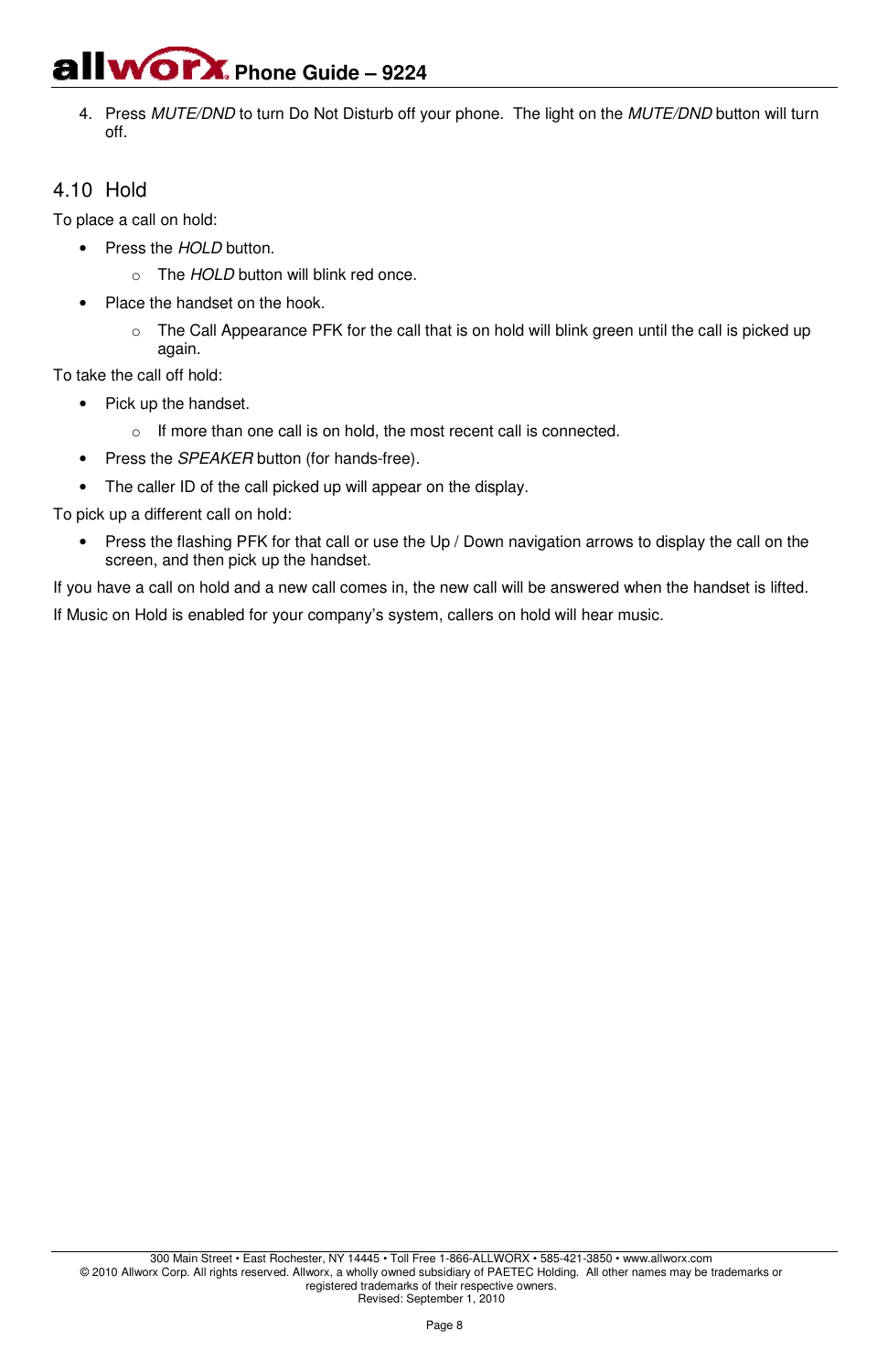4. Press *MUTE/DND* to turn Do Not Disturb off your phone. The light on the *MUTE/DND* button will turn off.

## 4.10 Hold

To place a call on hold:

- Press the *HOLD* button.
  - The *HOLD* button will blink red once.
- Place the handset on the hook.
  - The Call Appearance PFK for the call that is on hold will blink green until the call is picked up again.

To take the call off hold:

- Pick up the handset.
  - If more than one call is on hold, the most recent call is connected.
- Press the *SPEAKER* button (for hands-free).
- The caller ID of the call picked up will appear on the display.

To pick up a different call on hold:

- Press the flashing PFK for that call or use the Up / Down navigation arrows to display the call on the screen, and then pick up the handset.

If you have a call on hold and a new call comes in, the new call will be answered when the handset is lifted.

If Music on Hold is enabled for your company's system, callers on hold will hear music.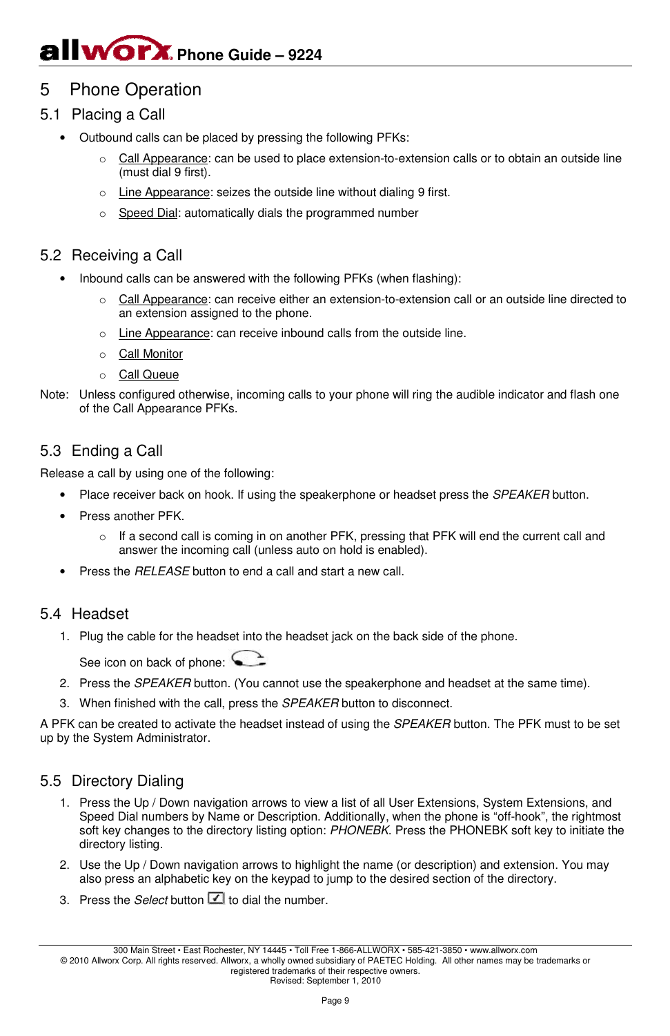# 5 Phone Operation

## 5.1 Placing a Call

- Outbound calls can be placed by pressing the following PFKs:
  - Call Appearance: can be used to place extension-to-extension calls or to obtain an outside line (must dial 9 first).
  - Line Appearance: seizes the outside line without dialing 9 first.
  - Speed Dial: automatically dials the programmed number

## 5.2 Receiving a Call

- Inbound calls can be answered with the following PFKs (when flashing):
  - Call Appearance: can receive either an extension-to-extension call or an outside line directed to an extension assigned to the phone.
  - Line Appearance: can receive inbound calls from the outside line.
  - Call Monitor
  - Call Queue

Note: Unless configured otherwise, incoming calls to your phone will ring the audible indicator and flash one of the Call Appearance PFKs.

## 5.3 Ending a Call

Release a call by using one of the following:

- Place receiver back on hook. If using the speakerphone or headset press the *SPEAKER* button.
- Press another PFK.
  - If a second call is coming in on another PFK, pressing that PFK will end the current call and answer the incoming call (unless auto on hold is enabled).
- Press the *RELEASE* button to end a call and start a new call.

## 5.4 Headset

1. Plug the cable for the headset into the headset jack on the back side of the phone.

   See icon on back of phone:
2. Press the *SPEAKER* button. (You cannot use the speakerphone and headset at the same time).
3. When finished with the call, press the *SPEAKER* button to disconnect.

A PFK can be created to activate the headset instead of using the *SPEAKER* button. The PFK must to be set up by the System Administrator.

## 5.5 Directory Dialing

1. Press the Up / Down navigation arrows to view a list of all User Extensions, System Extensions, and Speed Dial numbers by Name or Description. Additionally, when the phone is "off-hook", the rightmost soft key changes to the directory listing option: *PHONEBK*. Press the PHONEBK soft key to initiate the directory listing.
2. Use the Up / Down navigation arrows to highlight the name (or description) and extension. You may also press an alphabetic key on the keypad to jump to the desired section of the directory.
3. Press the *Select* button ☑ to dial the number.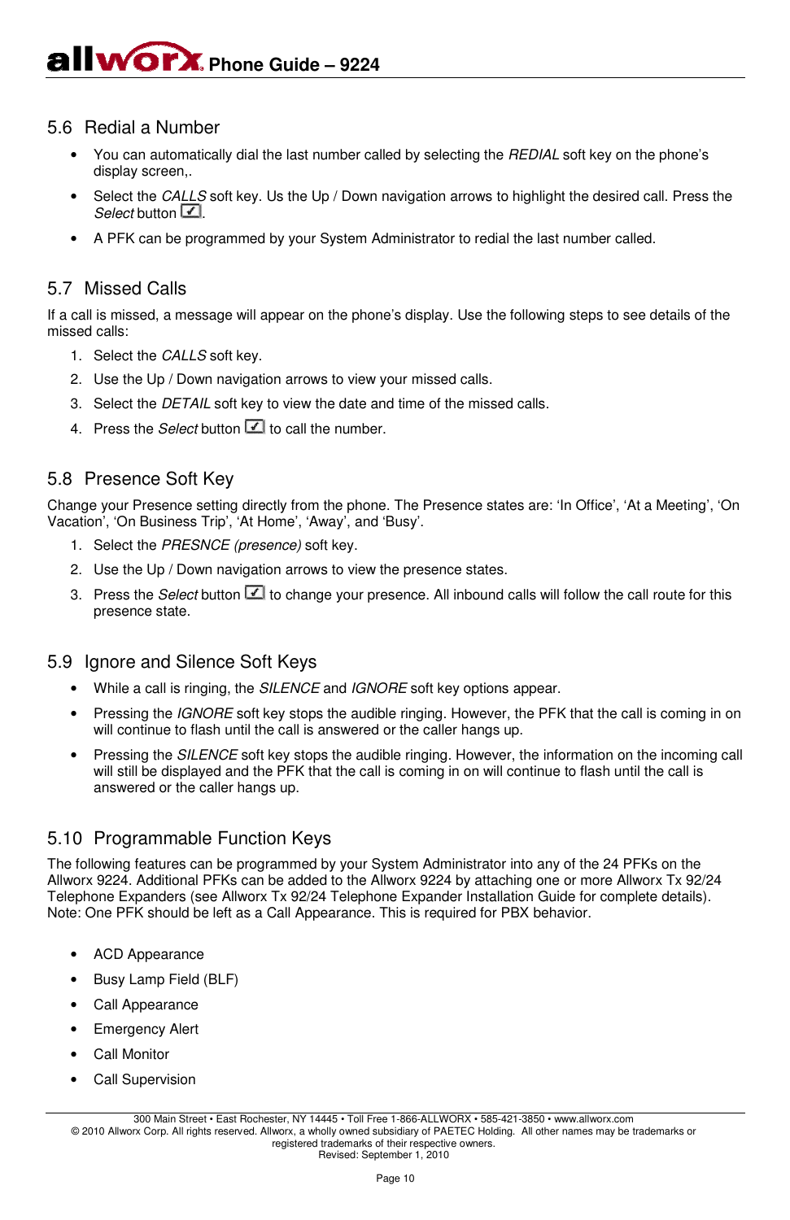## 5.6 Redial a Number

- You can automatically dial the last number called by selecting the *REDIAL* soft key on the phone's display screen,.
- Select the *CALLS* soft key. Us the Up / Down navigation arrows to highlight the desired call. Press the *Select* button ☑.
- A PFK can be programmed by your System Administrator to redial the last number called.

## 5.7 Missed Calls

If a call is missed, a message will appear on the phone's display. Use the following steps to see details of the missed calls:

1. Select the *CALLS* soft key.
2. Use the Up / Down navigation arrows to view your missed calls.
3. Select the *DETAIL* soft key to view the date and time of the missed calls.
4. Press the *Select* button ☑ to call the number.

## 5.8 Presence Soft Key

Change your Presence setting directly from the phone. The Presence states are: 'In Office', 'At a Meeting', 'On Vacation', 'On Business Trip', 'At Home', 'Away', and 'Busy'.

1. Select the *PRESNCE (presence)* soft key.
2. Use the Up / Down navigation arrows to view the presence states.
3. Press the *Select* button ☑ to change your presence. All inbound calls will follow the call route for this presence state.

## 5.9 Ignore and Silence Soft Keys

- While a call is ringing, the *SILENCE* and *IGNORE* soft key options appear.
- Pressing the *IGNORE* soft key stops the audible ringing. However, the PFK that the call is coming in on will continue to flash until the call is answered or the caller hangs up.
- Pressing the *SILENCE* soft key stops the audible ringing. However, the information on the incoming call will still be displayed and the PFK that the call is coming in on will continue to flash until the call is answered or the caller hangs up.

## 5.10 Programmable Function Keys

The following features can be programmed by your System Administrator into any of the 24 PFKs on the Allworx 9224. Additional PFKs can be added to the Allworx 9224 by attaching one or more Allworx Tx 92/24 Telephone Expanders (see Allworx Tx 92/24 Telephone Expander Installation Guide for complete details). Note: One PFK should be left as a Call Appearance. This is required for PBX behavior.

- ACD Appearance
- Busy Lamp Field (BLF)
- Call Appearance
- Emergency Alert
- Call Monitor
- Call Supervision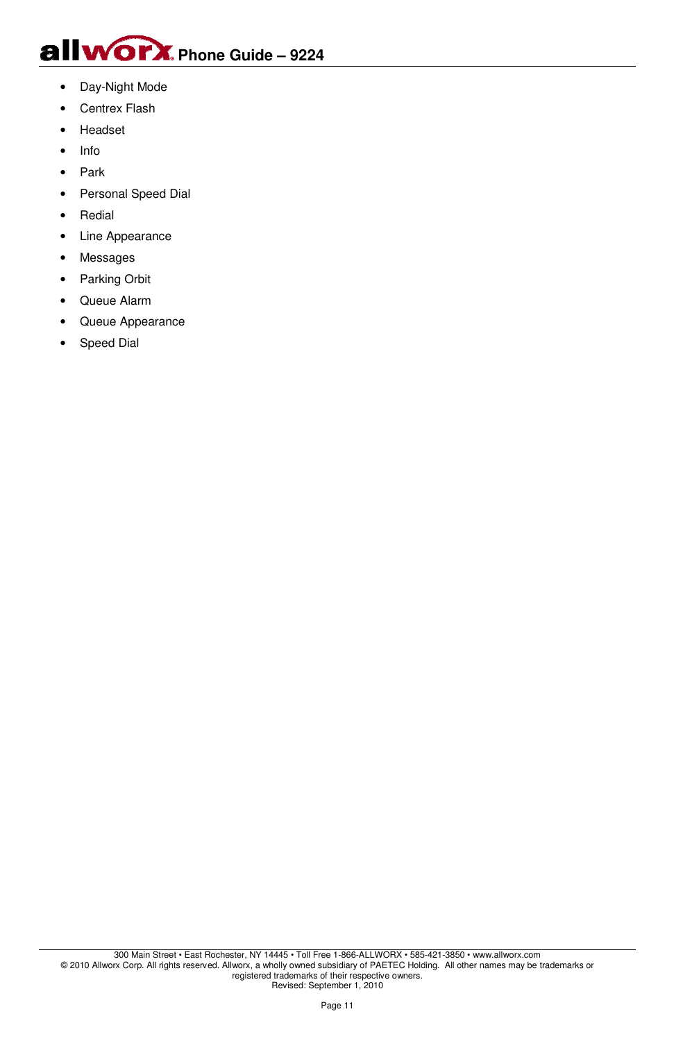- Day-Night Mode
- Centrex Flash
- Headset
- Info
- Park
- Personal Speed Dial
- Redial
- Line Appearance
- Messages
- Parking Orbit
- Queue Alarm
- Queue Appearance
- Speed Dial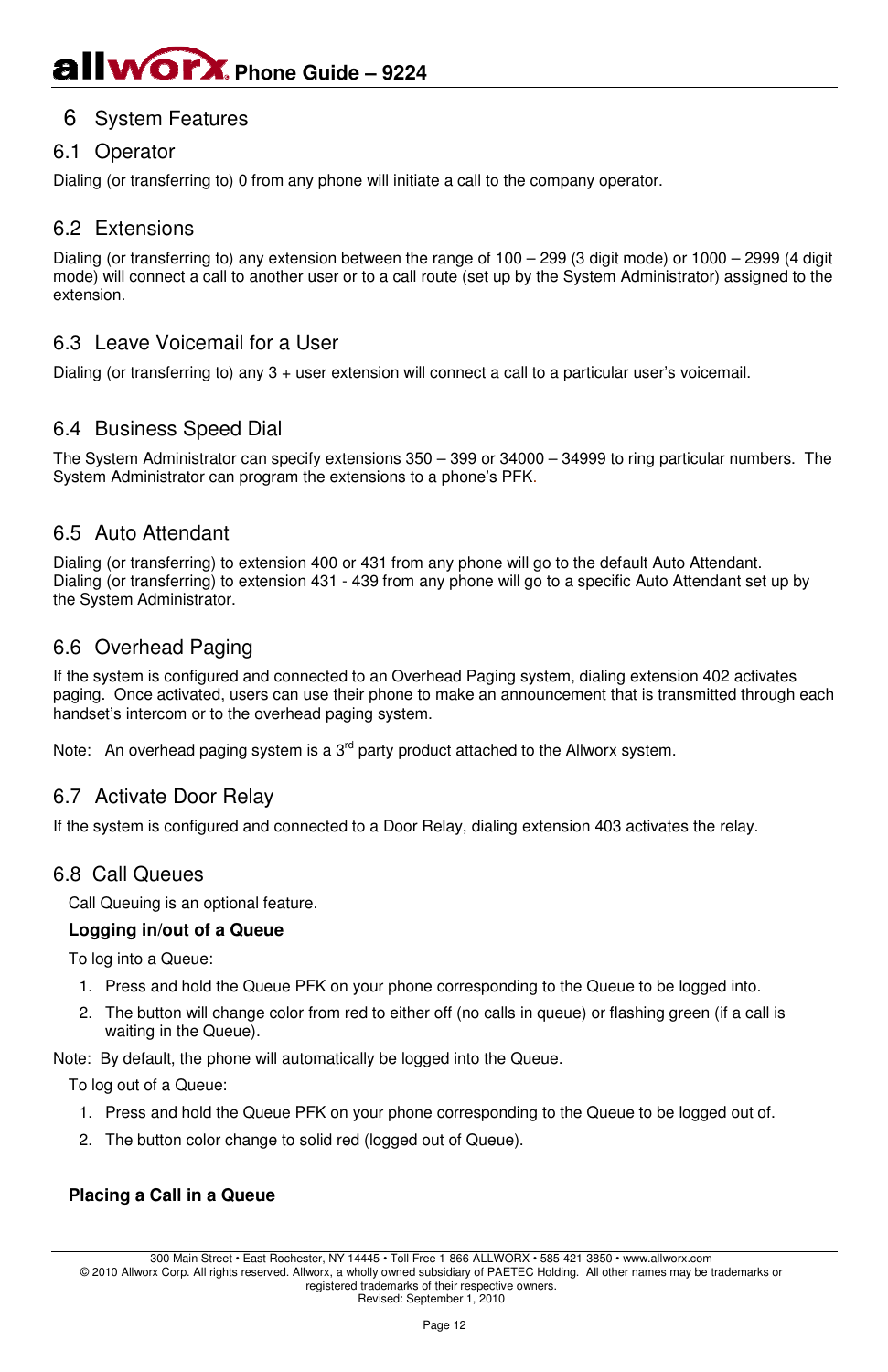# 6 System Features

## 6.1 Operator

Dialing (or transferring to) 0 from any phone will initiate a call to the company operator.

## 6.2 Extensions

Dialing (or transferring to) any extension between the range of 100 – 299 (3 digit mode) or 1000 – 2999 (4 digit mode) will connect a call to another user or to a call route (set up by the System Administrator) assigned to the extension.

## 6.3 Leave Voicemail for a User

Dialing (or transferring to) any 3 + user extension will connect a call to a particular user's voicemail.

## 6.4 Business Speed Dial

The System Administrator can specify extensions 350 – 399 or 34000 – 34999 to ring particular numbers. The System Administrator can program the extensions to a phone's PFK.

## 6.5 Auto Attendant

Dialing (or transferring) to extension 400 or 431 from any phone will go to the default Auto Attendant. Dialing (or transferring) to extension 431 - 439 from any phone will go to a specific Auto Attendant set up by the System Administrator.

## 6.6 Overhead Paging

If the system is configured and connected to an Overhead Paging system, dialing extension 402 activates paging. Once activated, users can use their phone to make an announcement that is transmitted through each handset's intercom or to the overhead paging system.

Note: An overhead paging system is a 3rd party product attached to the Allworx system.

## 6.7 Activate Door Relay

If the system is configured and connected to a Door Relay, dialing extension 403 activates the relay.

## 6.8 Call Queues

Call Queuing is an optional feature.

**Logging in/out of a Queue**

To log into a Queue:

1. Press and hold the Queue PFK on your phone corresponding to the Queue to be logged into.
2. The button will change color from red to either off (no calls in queue) or flashing green (if a call is waiting in the Queue).

Note: By default, the phone will automatically be logged into the Queue.

To log out of a Queue:

1. Press and hold the Queue PFK on your phone corresponding to the Queue to be logged out of.
2. The button color change to solid red (logged out of Queue).

**Placing a Call in a Queue**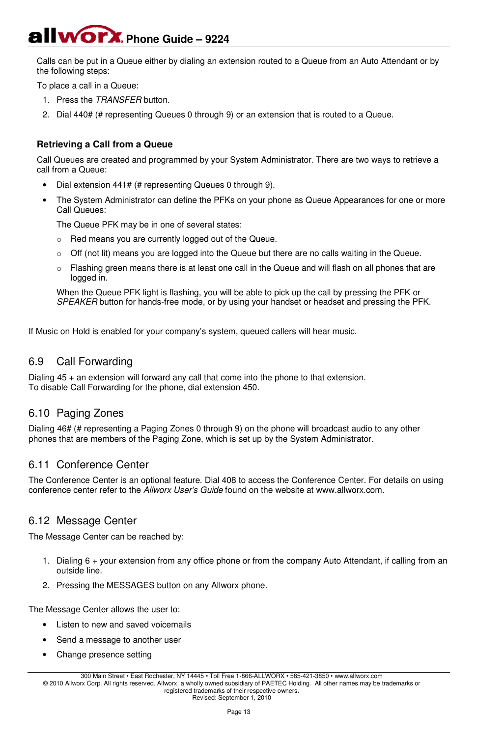Calls can be put in a Queue either by dialing an extension routed to a Queue from an Auto Attendant or by the following steps:

To place a call in a Queue:

1. Press the *TRANSFER* button.
2. Dial 440# (# representing Queues 0 through 9) or an extension that is routed to a Queue.

### Retrieving a Call from a Queue

Call Queues are created and programmed by your System Administrator. There are two ways to retrieve a call from a Queue:

- Dial extension 441# (# representing Queues 0 through 9).
- The System Administrator can define the PFKs on your phone as Queue Appearances for one or more Call Queues:

  The Queue PFK may be in one of several states:

  - Red means you are currently logged out of the Queue.
  - Off (not lit) means you are logged into the Queue but there are no calls waiting in the Queue.
  - Flashing green means there is at least one call in the Queue and will flash on all phones that are logged in.

  When the Queue PFK light is flashing, you will be able to pick up the call by pressing the PFK or *SPEAKER* button for hands-free mode, or by using your handset or headset and pressing the PFK.

If Music on Hold is enabled for your company's system, queued callers will hear music.

## 6.9 Call Forwarding

Dialing 45 + an extension will forward any call that come into the phone to that extension.
To disable Call Forwarding for the phone, dial extension 450.

## 6.10 Paging Zones

Dialing 46# (# representing a Paging Zones 0 through 9) on the phone will broadcast audio to any other phones that are members of the Paging Zone, which is set up by the System Administrator.

## 6.11 Conference Center

The Conference Center is an optional feature. Dial 408 to access the Conference Center. For details on using conference center refer to the *Allworx User's Guide* found on the website at www.allworx.com.

## 6.12 Message Center

The Message Center can be reached by:

1. Dialing 6 + your extension from any office phone or from the company Auto Attendant, if calling from an outside line.
2. Pressing the MESSAGES button on any Allworx phone.

The Message Center allows the user to:

- Listen to new and saved voicemails
- Send a message to another user
- Change presence setting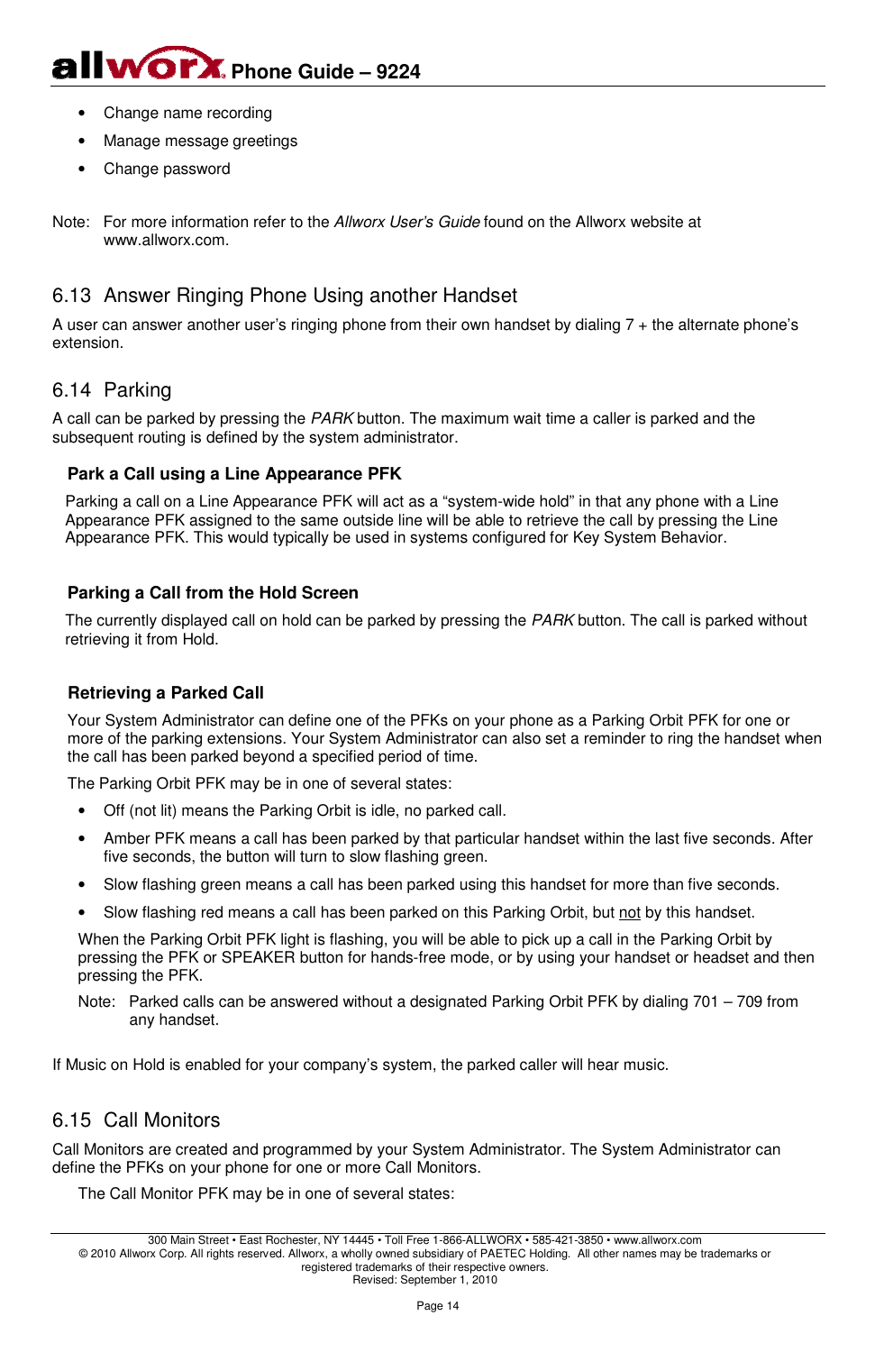- Change name recording
- Manage message greetings
- Change password

Note: For more information refer to the *Allworx User's Guide* found on the Allworx website at www.allworx.com.

## 6.13 Answer Ringing Phone Using another Handset

A user can answer another user's ringing phone from their own handset by dialing 7 + the alternate phone's extension.

## 6.14 Parking

A call can be parked by pressing the *PARK* button. The maximum wait time a caller is parked and the subsequent routing is defined by the system administrator.

### Park a Call using a Line Appearance PFK

Parking a call on a Line Appearance PFK will act as a "system-wide hold" in that any phone with a Line Appearance PFK assigned to the same outside line will be able to retrieve the call by pressing the Line Appearance PFK. This would typically be used in systems configured for Key System Behavior.

### Parking a Call from the Hold Screen

The currently displayed call on hold can be parked by pressing the *PARK* button. The call is parked without retrieving it from Hold.

### Retrieving a Parked Call

Your System Administrator can define one of the PFKs on your phone as a Parking Orbit PFK for one or more of the parking extensions. Your System Administrator can also set a reminder to ring the handset when the call has been parked beyond a specified period of time.

The Parking Orbit PFK may be in one of several states:

- Off (not lit) means the Parking Orbit is idle, no parked call.
- Amber PFK means a call has been parked by that particular handset within the last five seconds. After five seconds, the button will turn to slow flashing green.
- Slow flashing green means a call has been parked using this handset for more than five seconds.
- Slow flashing red means a call has been parked on this Parking Orbit, but <u>not</u> by this handset.

When the Parking Orbit PFK light is flashing, you will be able to pick up a call in the Parking Orbit by pressing the PFK or SPEAKER button for hands-free mode, or by using your handset or headset and then pressing the PFK.

Note: Parked calls can be answered without a designated Parking Orbit PFK by dialing 701 – 709 from any handset.

If Music on Hold is enabled for your company's system, the parked caller will hear music.

## 6.15 Call Monitors

Call Monitors are created and programmed by your System Administrator. The System Administrator can define the PFKs on your phone for one or more Call Monitors.

The Call Monitor PFK may be in one of several states: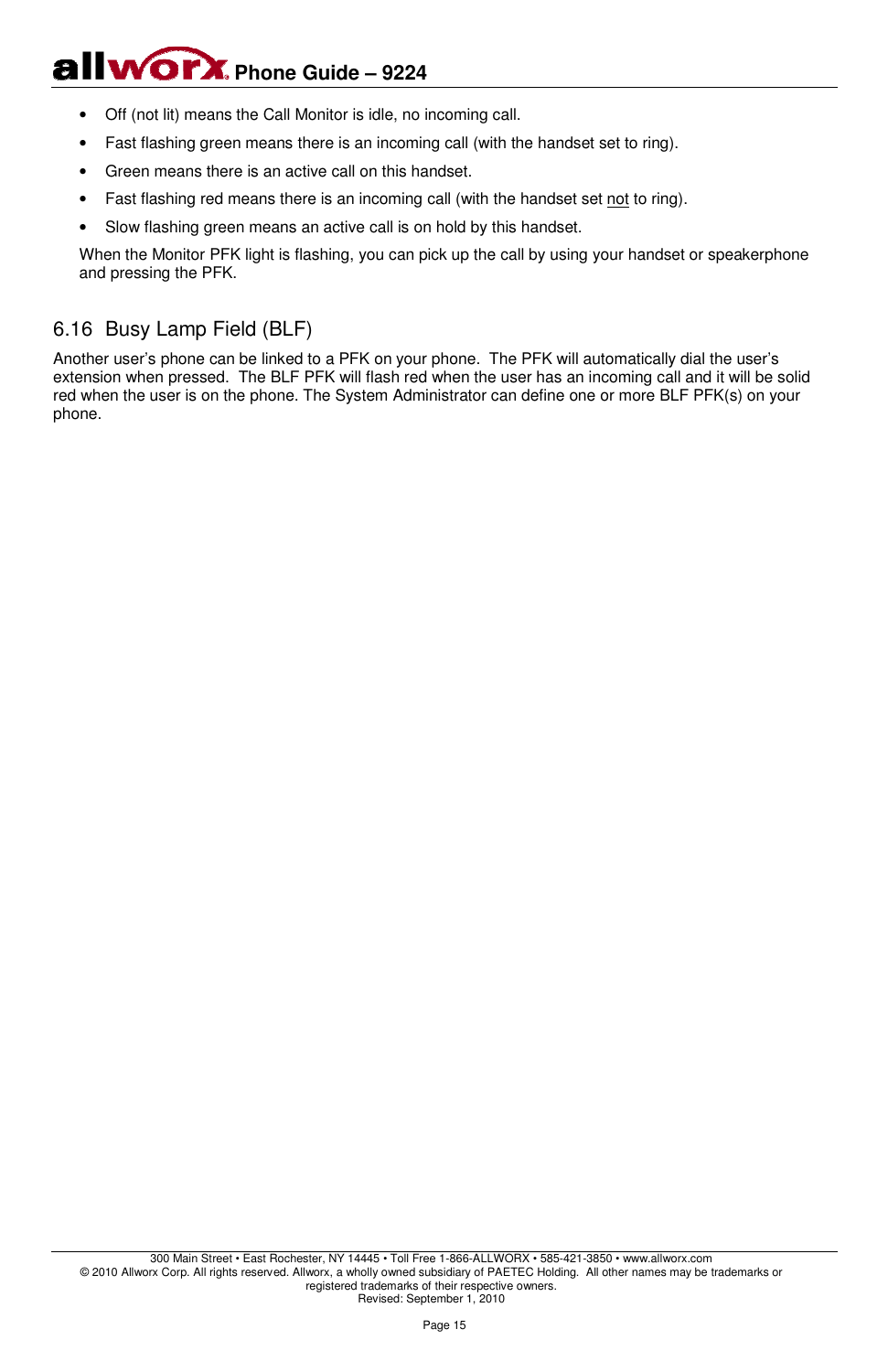- Off (not lit) means the Call Monitor is idle, no incoming call.
- Fast flashing green means there is an incoming call (with the handset set to ring).
- Green means there is an active call on this handset.
- Fast flashing red means there is an incoming call (with the handset set not to ring).
- Slow flashing green means an active call is on hold by this handset.

When the Monitor PFK light is flashing, you can pick up the call by using your handset or speakerphone and pressing the PFK.

## 6.16 Busy Lamp Field (BLF)

Another user's phone can be linked to a PFK on your phone. The PFK will automatically dial the user's extension when pressed. The BLF PFK will flash red when the user has an incoming call and it will be solid red when the user is on the phone. The System Administrator can define one or more BLF PFK(s) on your phone.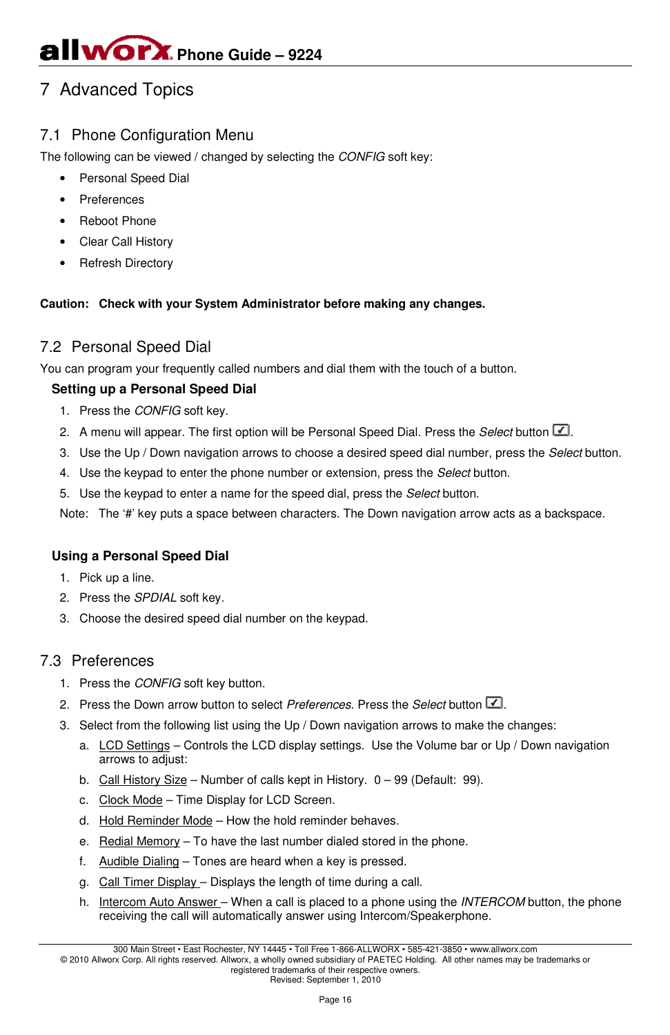# 7 Advanced Topics

## 7.1 Phone Configuration Menu

The following can be viewed / changed by selecting the *CONFIG* soft key:

- Personal Speed Dial
- Preferences
- Reboot Phone
- Clear Call History
- Refresh Directory

**Caution: Check with your System Administrator before making any changes.**

## 7.2 Personal Speed Dial

You can program your frequently called numbers and dial them with the touch of a button.

### Setting up a Personal Speed Dial

1. Press the *CONFIG* soft key.
2. A menu will appear. The first option will be Personal Speed Dial. Press the *Select* button ☑.
3. Use the Up / Down navigation arrows to choose a desired speed dial number, press the *Select* button.
4. Use the keypad to enter the phone number or extension, press the *Select* button.
5. Use the keypad to enter a name for the speed dial, press the *Select* button.

Note: The '#' key puts a space between characters. The Down navigation arrow acts as a backspace.

### Using a Personal Speed Dial

1. Pick up a line.
2. Press the *SPDIAL* soft key.
3. Choose the desired speed dial number on the keypad.

## 7.3 Preferences

1. Press the *CONFIG* soft key button.
2. Press the Down arrow button to select *Preferences*. Press the *Select* button ☑.
3. Select from the following list using the Up / Down navigation arrows to make the changes:
   a. LCD Settings – Controls the LCD display settings. Use the Volume bar or Up / Down navigation arrows to adjust:
   b. Call History Size – Number of calls kept in History. 0 – 99 (Default: 99).
   c. Clock Mode – Time Display for LCD Screen.
   d. Hold Reminder Mode – How the hold reminder behaves.
   e. Redial Memory – To have the last number dialed stored in the phone.
   f. Audible Dialing – Tones are heard when a key is pressed.
   g. Call Timer Display – Displays the length of time during a call.
   h. Intercom Auto Answer – When a call is placed to a phone using the *INTERCOM* button, the phone receiving the call will automatically answer using Intercom/Speakerphone.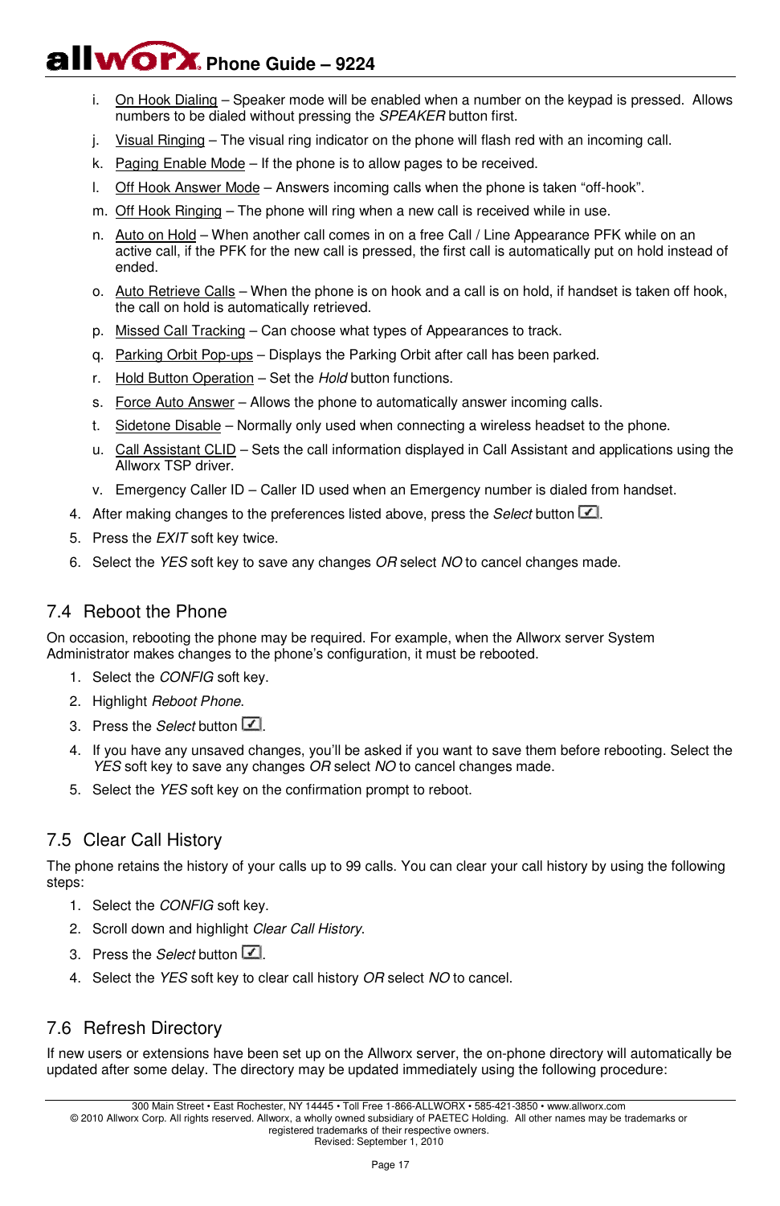i. On Hook Dialing – Speaker mode will be enabled when a number on the keypad is pressed. Allows numbers to be dialed without pressing the *SPEAKER* button first.

j. Visual Ringing – The visual ring indicator on the phone will flash red with an incoming call.

k. Paging Enable Mode – If the phone is to allow pages to be received.

l. Off Hook Answer Mode – Answers incoming calls when the phone is taken "off-hook".

m. Off Hook Ringing – The phone will ring when a new call is received while in use.

n. Auto on Hold – When another call comes in on a free Call / Line Appearance PFK while on an active call, if the PFK for the new call is pressed, the first call is automatically put on hold instead of ended.

o. Auto Retrieve Calls – When the phone is on hook and a call is on hold, if handset is taken off hook, the call on hold is automatically retrieved.

p. Missed Call Tracking – Can choose what types of Appearances to track.

q. Parking Orbit Pop-ups – Displays the Parking Orbit after call has been parked.

r. Hold Button Operation – Set the *Hold* button functions.

s. Force Auto Answer – Allows the phone to automatically answer incoming calls.

t. Sidetone Disable – Normally only used when connecting a wireless headset to the phone.

u. Call Assistant CLID – Sets the call information displayed in Call Assistant and applications using the Allworx TSP driver.

v. Emergency Caller ID – Caller ID used when an Emergency number is dialed from handset.

4. After making changes to the preferences listed above, press the *Select* button ☑.
5. Press the *EXIT* soft key twice.
6. Select the *YES* soft key to save any changes *OR* select *NO* to cancel changes made.

## 7.4 Reboot the Phone

On occasion, rebooting the phone may be required. For example, when the Allworx server System Administrator makes changes to the phone's configuration, it must be rebooted.

1. Select the *CONFIG* soft key.
2. Highlight *Reboot Phone*.
3. Press the *Select* button ☑.
4. If you have any unsaved changes, you'll be asked if you want to save them before rebooting. Select the *YES* soft key to save any changes *OR* select *NO* to cancel changes made.
5. Select the *YES* soft key on the confirmation prompt to reboot.

## 7.5 Clear Call History

The phone retains the history of your calls up to 99 calls. You can clear your call history by using the following steps:

1. Select the *CONFIG* soft key.
2. Scroll down and highlight *Clear Call History*.
3. Press the *Select* button ☑.
4. Select the *YES* soft key to clear call history *OR* select *NO* to cancel.

## 7.6 Refresh Directory

If new users or extensions have been set up on the Allworx server, the on-phone directory will automatically be updated after some delay. The directory may be updated immediately using the following procedure: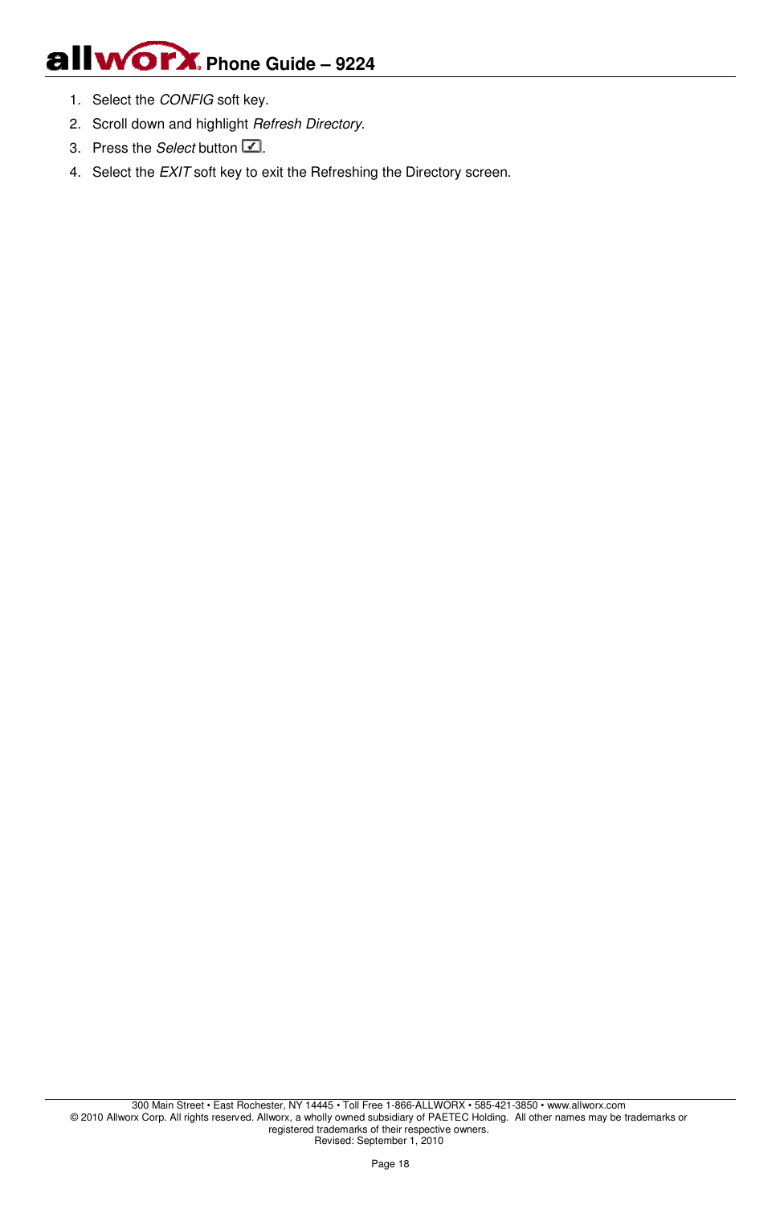1. Select the *CONFIG* soft key.
2. Scroll down and highlight *Refresh Directory*.
3. Press the *Select* button ☑.
4. Select the *EXIT* soft key to exit the Refreshing the Directory screen.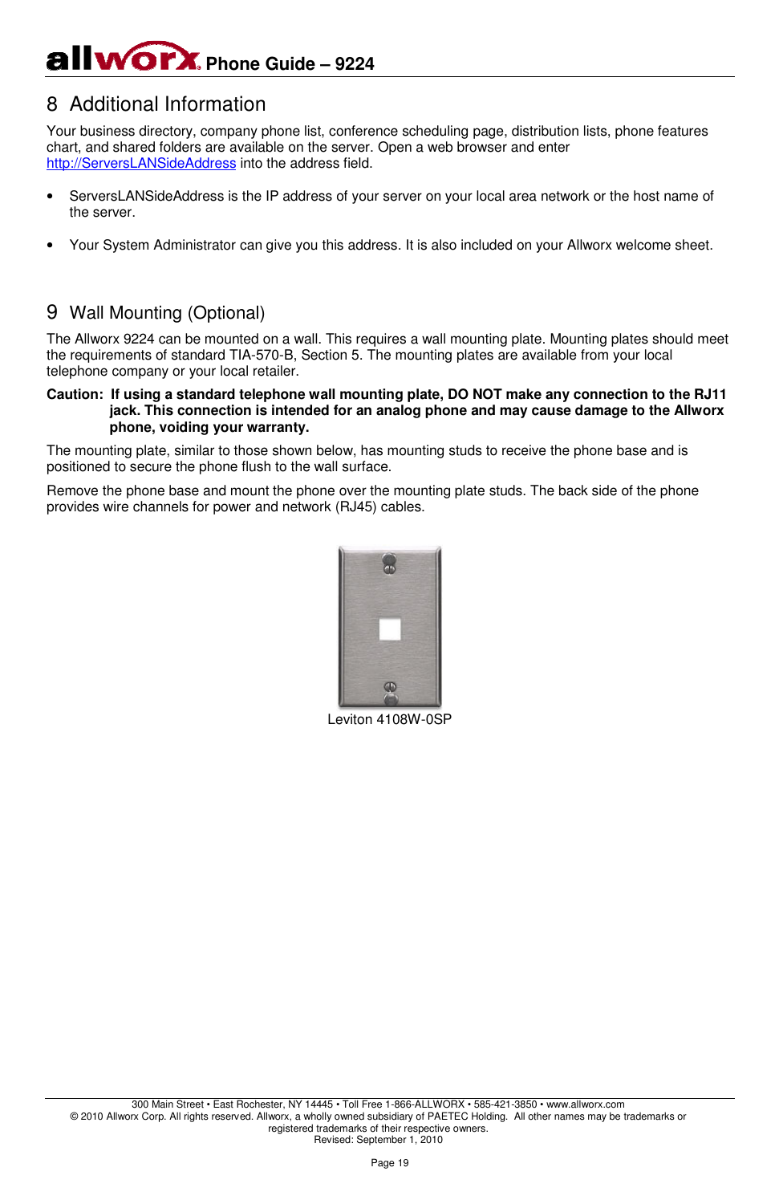# 8 Additional Information

Your business directory, company phone list, conference scheduling page, distribution lists, phone features chart, and shared folders are available on the server. Open a web browser and enter http://ServersLANSideAddress into the address field.

- ServersLANSideAddress is the IP address of your server on your local area network or the host name of the server.
- Your System Administrator can give you this address. It is also included on your Allworx welcome sheet.

# 9 Wall Mounting (Optional)

The Allworx 9224 can be mounted on a wall. This requires a wall mounting plate. Mounting plates should meet the requirements of standard TIA-570-B, Section 5. The mounting plates are available from your local telephone company or your local retailer.

**Caution: If using a standard telephone wall mounting plate, DO NOT make any connection to the RJ11 jack. This connection is intended for an analog phone and may cause damage to the Allworx phone, voiding your warranty.**

The mounting plate, similar to those shown below, has mounting studs to receive the phone base and is positioned to secure the phone flush to the wall surface.

Remove the phone base and mount the phone over the mounting plate studs. The back side of the phone provides wire channels for power and network (RJ45) cables.

Leviton 4108W-0SP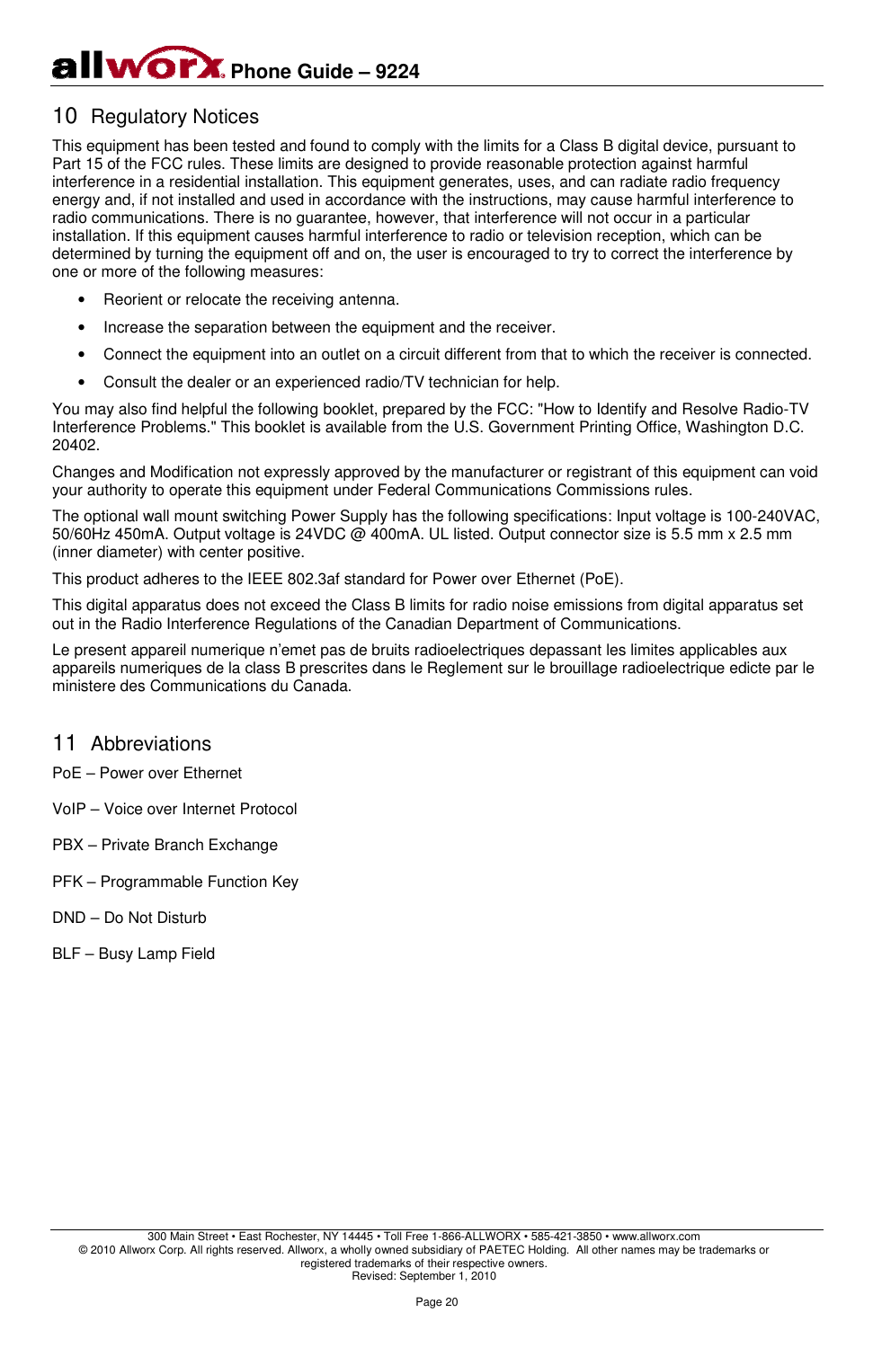## 10 Regulatory Notices

This equipment has been tested and found to comply with the limits for a Class B digital device, pursuant to Part 15 of the FCC rules. These limits are designed to provide reasonable protection against harmful interference in a residential installation. This equipment generates, uses, and can radiate radio frequency energy and, if not installed and used in accordance with the instructions, may cause harmful interference to radio communications. There is no guarantee, however, that interference will not occur in a particular installation. If this equipment causes harmful interference to radio or television reception, which can be determined by turning the equipment off and on, the user is encouraged to try to correct the interference by one or more of the following measures:

- Reorient or relocate the receiving antenna.
- Increase the separation between the equipment and the receiver.
- Connect the equipment into an outlet on a circuit different from that to which the receiver is connected.
- Consult the dealer or an experienced radio/TV technician for help.

You may also find helpful the following booklet, prepared by the FCC: "How to Identify and Resolve Radio-TV Interference Problems." This booklet is available from the U.S. Government Printing Office, Washington D.C. 20402.

Changes and Modification not expressly approved by the manufacturer or registrant of this equipment can void your authority to operate this equipment under Federal Communications Commissions rules.

The optional wall mount switching Power Supply has the following specifications: Input voltage is 100-240VAC, 50/60Hz 450mA. Output voltage is 24VDC @ 400mA. UL listed. Output connector size is 5.5 mm x 2.5 mm (inner diameter) with center positive.

This product adheres to the IEEE 802.3af standard for Power over Ethernet (PoE).

This digital apparatus does not exceed the Class B limits for radio noise emissions from digital apparatus set out in the Radio Interference Regulations of the Canadian Department of Communications.

Le present appareil numerique n'emet pas de bruits radioelectriques depassant les limites applicables aux appareils numeriques de la class B prescrites dans le Reglement sur le brouillage radioelectrique edicte par le ministere des Communications du Canada.

## 11 Abbreviations

PoE – Power over Ethernet

VoIP – Voice over Internet Protocol

PBX – Private Branch Exchange

PFK – Programmable Function Key

DND – Do Not Disturb

BLF – Busy Lamp Field